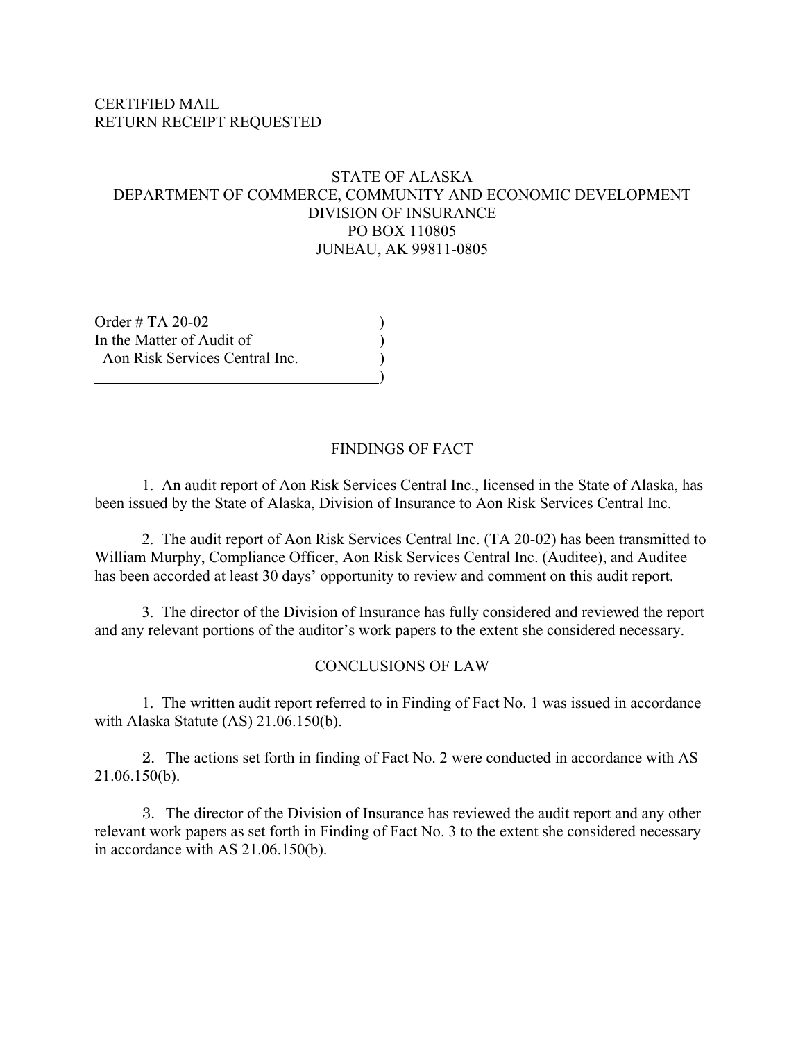CERTIFIED MAIL
RETURN RECEIPT REQUESTED

STATE OF ALASKA
DEPARTMENT OF COMMERCE, COMMUNITY AND ECONOMIC DEVELOPMENT
DIVISION OF INSURANCE
PO BOX 110805
JUNEAU, AK 99811-0805

Order # TA 20-02 )
In the Matter of Audit of )
Aon Risk Services Central Inc. )
)

## FINDINGS OF FACT

1. An audit report of Aon Risk Services Central Inc., licensed in the State of Alaska, has been issued by the State of Alaska, Division of Insurance to Aon Risk Services Central Inc.

2. The audit report of Aon Risk Services Central Inc. (TA 20-02) has been transmitted to William Murphy, Compliance Officer, Aon Risk Services Central Inc. (Auditee), and Auditee has been accorded at least 30 days' opportunity to review and comment on this audit report.

3. The director of the Division of Insurance has fully considered and reviewed the report and any relevant portions of the auditor's work papers to the extent she considered necessary.

## CONCLUSIONS OF LAW

1. The written audit report referred to in Finding of Fact No. 1 was issued in accordance with Alaska Statute (AS) 21.06.150(b).

2. The actions set forth in finding of Fact No. 2 were conducted in accordance with AS 21.06.150(b).

3. The director of the Division of Insurance has reviewed the audit report and any other relevant work papers as set forth in Finding of Fact No. 3 to the extent she considered necessary in accordance with AS 21.06.150(b).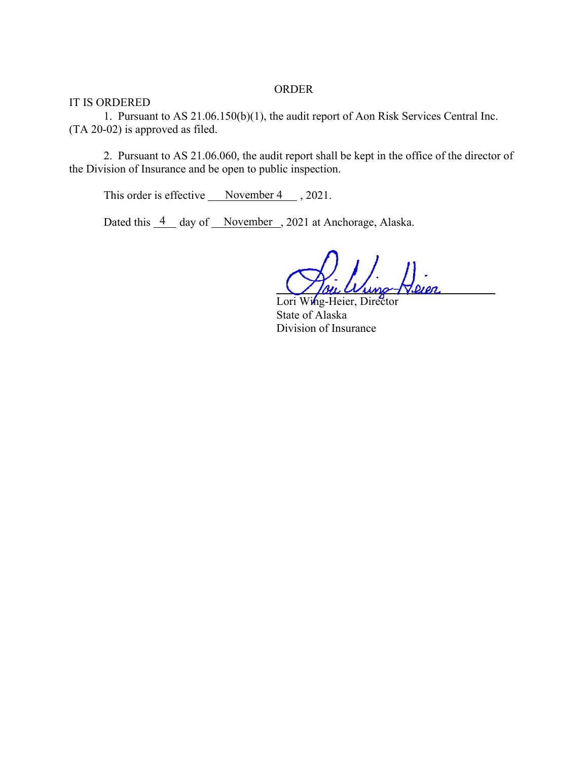# ORDER

IT IS ORDERED

1. Pursuant to AS 21.06.150(b)(1), the audit report of Aon Risk Services Central Inc. (TA 20-02) is approved as filed.

2. Pursuant to AS 21.06.060, the audit report shall be kept in the office of the director of the Division of Insurance and be open to public inspection.

This order is effective November 4 , 2021.

Dated this 4 day of November , 2021 at Anchorage, Alaska.

Lori Wing-Heier, Director
State of Alaska
Division of Insurance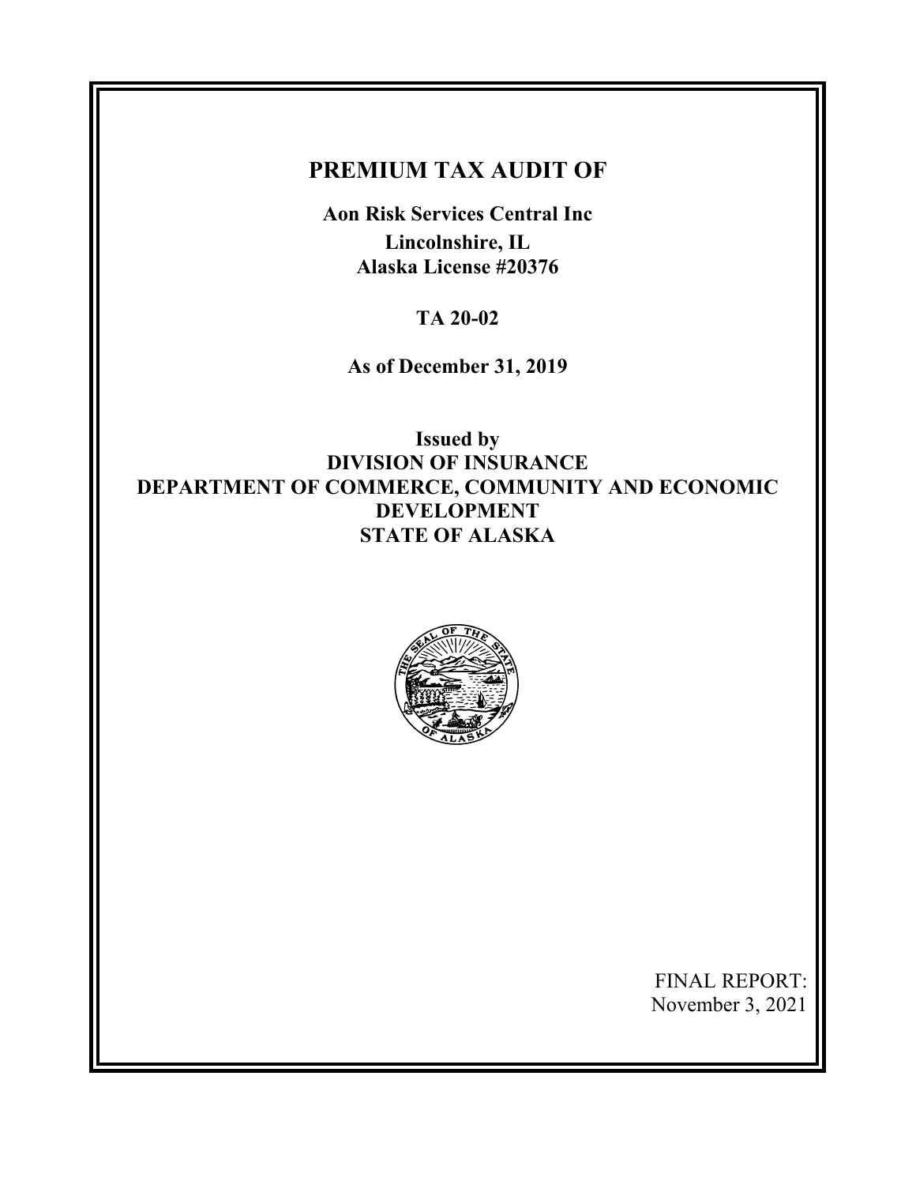# PREMIUM TAX AUDIT OF

**Aon Risk Services Central Inc**

**Lincolnshire, IL**

**Alaska License #20376**

**TA 20-02**

**As of December 31, 2019**

**Issued by**

**DIVISION OF INSURANCE**

**DEPARTMENT OF COMMERCE, COMMUNITY AND ECONOMIC DEVELOPMENT**

**STATE OF ALASKA**

FINAL REPORT:
November 3, 2021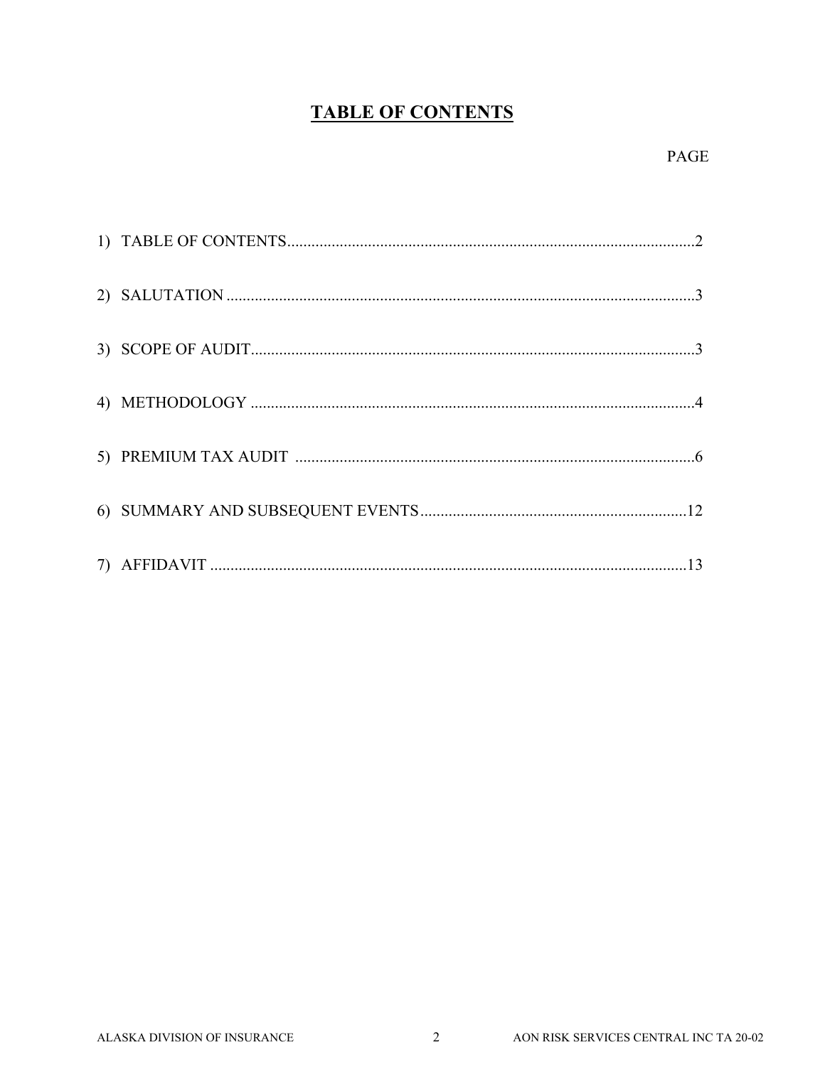# TABLE OF CONTENTS

PAGE

1) TABLE OF CONTENTS....................................................................................................2

2) SALUTATION ...................................................................................................................3

3) SCOPE OF AUDIT.............................................................................................................3

4) METHODOLOGY .............................................................................................................4

5) PREMIUM TAX AUDIT ..................................................................................................6

6) SUMMARY AND SUBSEQUENT EVENTS..................................................................12

7) AFFIDAVIT ......................................................................................................................13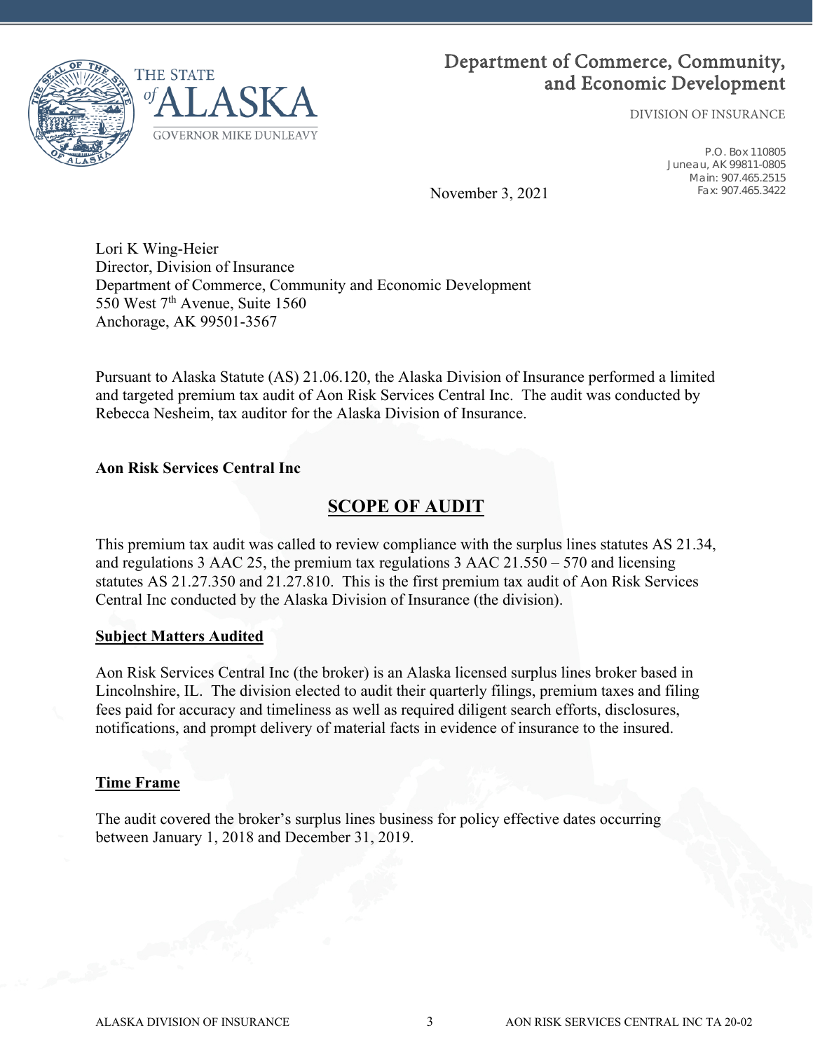# Department of Commerce, Community, and Economic Development

DIVISION OF INSURANCE

P.O. Box 110805
Juneau, AK 99811-0805
Main: 907.465.2515
Fax: 907.465.3422

November 3, 2021

Lori K Wing-Heier
Director, Division of Insurance
Department of Commerce, Community and Economic Development
550 West 7th Avenue, Suite 1560
Anchorage, AK 99501-3567

Pursuant to Alaska Statute (AS) 21.06.120, the Alaska Division of Insurance performed a limited and targeted premium tax audit of Aon Risk Services Central Inc. The audit was conducted by Rebecca Nesheim, tax auditor for the Alaska Division of Insurance.

**Aon Risk Services Central Inc**

## SCOPE OF AUDIT

This premium tax audit was called to review compliance with the surplus lines statutes AS 21.34, and regulations 3 AAC 25, the premium tax regulations 3 AAC 21.550 – 570 and licensing statutes AS 21.27.350 and 21.27.810. This is the first premium tax audit of Aon Risk Services Central Inc conducted by the Alaska Division of Insurance (the division).

### Subject Matters Audited

Aon Risk Services Central Inc (the broker) is an Alaska licensed surplus lines broker based in Lincolnshire, IL. The division elected to audit their quarterly filings, premium taxes and filing fees paid for accuracy and timeliness as well as required diligent search efforts, disclosures, notifications, and prompt delivery of material facts in evidence of insurance to the insured.

### Time Frame

The audit covered the broker's surplus lines business for policy effective dates occurring between January 1, 2018 and December 31, 2019.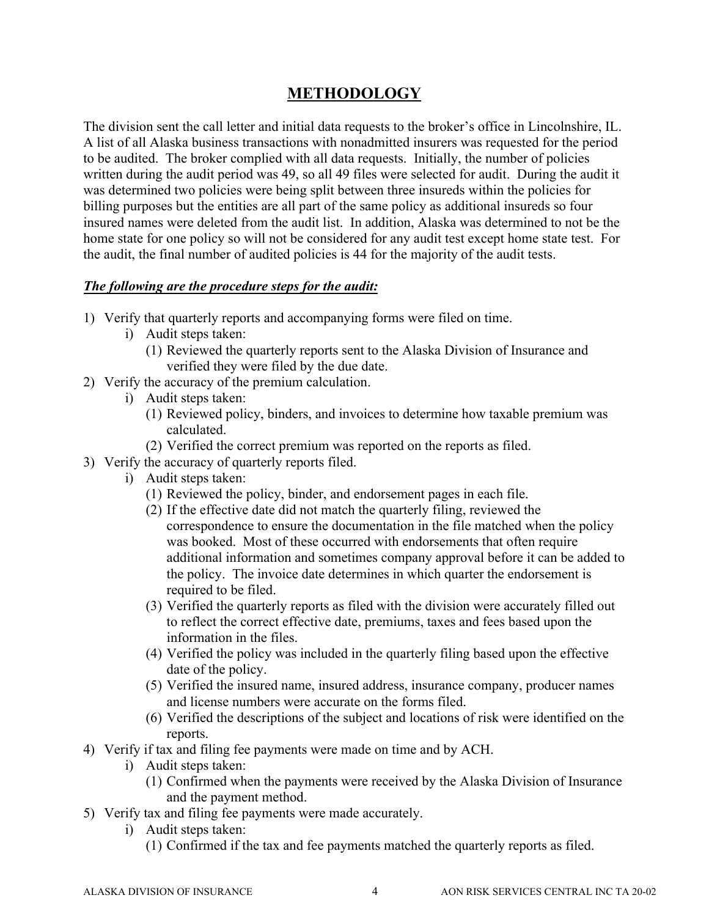# METHODOLOGY

The division sent the call letter and initial data requests to the broker's office in Lincolnshire, IL. A list of all Alaska business transactions with nonadmitted insurers was requested for the period to be audited. The broker complied with all data requests. Initially, the number of policies written during the audit period was 49, so all 49 files were selected for audit. During the audit it was determined two policies were being split between three insureds within the policies for billing purposes but the entities are all part of the same policy as additional insureds so four insured names were deleted from the audit list. In addition, Alaska was determined to not be the home state for one policy so will not be considered for any audit test except home state test. For the audit, the final number of audited policies is 44 for the majority of the audit tests.

***The following are the procedure steps for the audit:***

1) Verify that quarterly reports and accompanying forms were filed on time.
   - i) Audit steps taken:
     - (1) Reviewed the quarterly reports sent to the Alaska Division of Insurance and verified they were filed by the due date.
2) Verify the accuracy of the premium calculation.
   - i) Audit steps taken:
     - (1) Reviewed policy, binders, and invoices to determine how taxable premium was calculated.
     - (2) Verified the correct premium was reported on the reports as filed.
3) Verify the accuracy of quarterly reports filed.
   - i) Audit steps taken:
     - (1) Reviewed the policy, binder, and endorsement pages in each file.
     - (2) If the effective date did not match the quarterly filing, reviewed the correspondence to ensure the documentation in the file matched when the policy was booked. Most of these occurred with endorsements that often require additional information and sometimes company approval before it can be added to the policy. The invoice date determines in which quarter the endorsement is required to be filed.
     - (3) Verified the quarterly reports as filed with the division were accurately filled out to reflect the correct effective date, premiums, taxes and fees based upon the information in the files.
     - (4) Verified the policy was included in the quarterly filing based upon the effective date of the policy.
     - (5) Verified the insured name, insured address, insurance company, producer names and license numbers were accurate on the forms filed.
     - (6) Verified the descriptions of the subject and locations of risk were identified on the reports.
4) Verify if tax and filing fee payments were made on time and by ACH.
   - i) Audit steps taken:
     - (1) Confirmed when the payments were received by the Alaska Division of Insurance and the payment method.
5) Verify tax and filing fee payments were made accurately.
   - i) Audit steps taken:
     - (1) Confirmed if the tax and fee payments matched the quarterly reports as filed.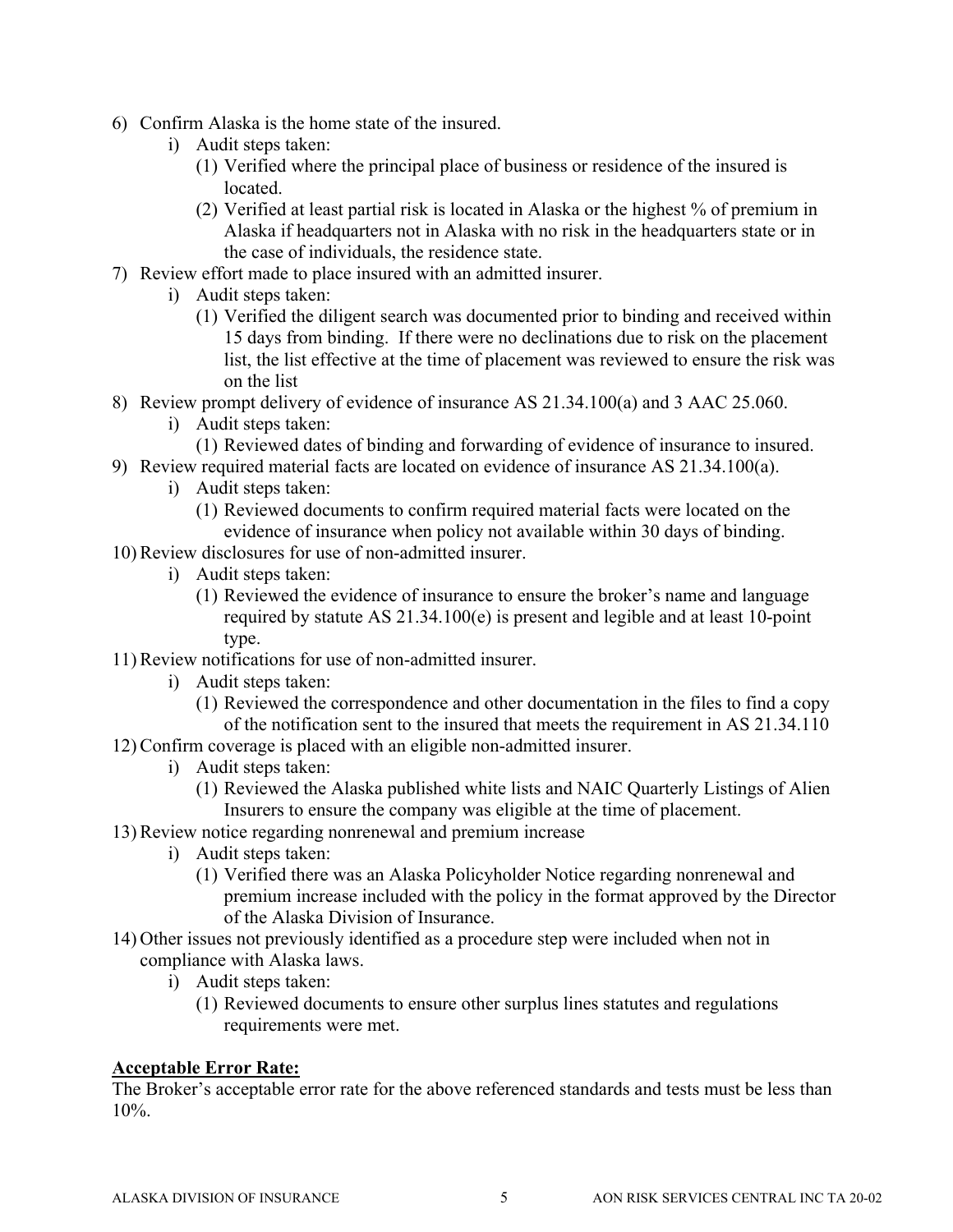6) Confirm Alaska is the home state of the insured.
    i) Audit steps taken:
        (1) Verified where the principal place of business or residence of the insured is located.
        (2) Verified at least partial risk is located in Alaska or the highest % of premium in Alaska if headquarters not in Alaska with no risk in the headquarters state or in the case of individuals, the residence state.
7) Review effort made to place insured with an admitted insurer.
    i) Audit steps taken:
        (1) Verified the diligent search was documented prior to binding and received within 15 days from binding. If there were no declinations due to risk on the placement list, the list effective at the time of placement was reviewed to ensure the risk was on the list
8) Review prompt delivery of evidence of insurance AS 21.34.100(a) and 3 AAC 25.060.
    i) Audit steps taken:
        (1) Reviewed dates of binding and forwarding of evidence of insurance to insured.
9) Review required material facts are located on evidence of insurance AS 21.34.100(a).
    i) Audit steps taken:
        (1) Reviewed documents to confirm required material facts were located on the evidence of insurance when policy not available within 30 days of binding.
10) Review disclosures for use of non-admitted insurer.
    i) Audit steps taken:
        (1) Reviewed the evidence of insurance to ensure the broker's name and language required by statute AS 21.34.100(e) is present and legible and at least 10-point type.
11) Review notifications for use of non-admitted insurer.
    i) Audit steps taken:
        (1) Reviewed the correspondence and other documentation in the files to find a copy of the notification sent to the insured that meets the requirement in AS 21.34.110
12) Confirm coverage is placed with an eligible non-admitted insurer.
    i) Audit steps taken:
        (1) Reviewed the Alaska published white lists and NAIC Quarterly Listings of Alien Insurers to ensure the company was eligible at the time of placement.
13) Review notice regarding nonrenewal and premium increase
    i) Audit steps taken:
        (1) Verified there was an Alaska Policyholder Notice regarding nonrenewal and premium increase included with the policy in the format approved by the Director of the Alaska Division of Insurance.
14) Other issues not previously identified as a procedure step were included when not in compliance with Alaska laws.
    i) Audit steps taken:
        (1) Reviewed documents to ensure other surplus lines statutes and regulations requirements were met.

**Acceptable Error Rate:**

The Broker's acceptable error rate for the above referenced standards and tests must be less than 10%.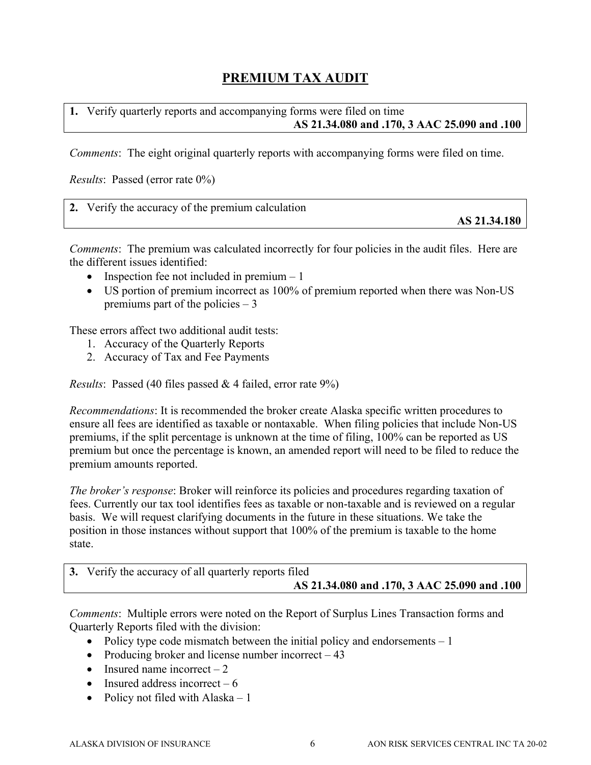## PREMIUM TAX AUDIT

**1.** Verify quarterly reports and accompanying forms were filed on time
**AS 21.34.080 and .170, 3 AAC 25.090 and .100**

*Comments*: The eight original quarterly reports with accompanying forms were filed on time.

*Results*: Passed (error rate 0%)

**2.** Verify the accuracy of the premium calculation
**AS 21.34.180**

*Comments*: The premium was calculated incorrectly for four policies in the audit files. Here are the different issues identified:

- Inspection fee not included in premium – 1
- US portion of premium incorrect as 100% of premium reported when there was Non-US premiums part of the policies – 3

These errors affect two additional audit tests:

1. Accuracy of the Quarterly Reports
2. Accuracy of Tax and Fee Payments

*Results*: Passed (40 files passed & 4 failed, error rate 9%)

*Recommendations*: It is recommended the broker create Alaska specific written procedures to ensure all fees are identified as taxable or nontaxable. When filing policies that include Non-US premiums, if the split percentage is unknown at the time of filing, 100% can be reported as US premium but once the percentage is known, an amended report will need to be filed to reduce the premium amounts reported.

*The broker's response*: Broker will reinforce its policies and procedures regarding taxation of fees. Currently our tax tool identifies fees as taxable or non-taxable and is reviewed on a regular basis. We will request clarifying documents in the future in these situations. We take the position in those instances without support that 100% of the premium is taxable to the home state.

**3.** Verify the accuracy of all quarterly reports filed
**AS 21.34.080 and .170, 3 AAC 25.090 and .100**

*Comments*: Multiple errors were noted on the Report of Surplus Lines Transaction forms and Quarterly Reports filed with the division:

- Policy type code mismatch between the initial policy and endorsements – 1
- Producing broker and license number incorrect – 43
- Insured name incorrect – 2
- Insured address incorrect – 6
- Policy not filed with Alaska – 1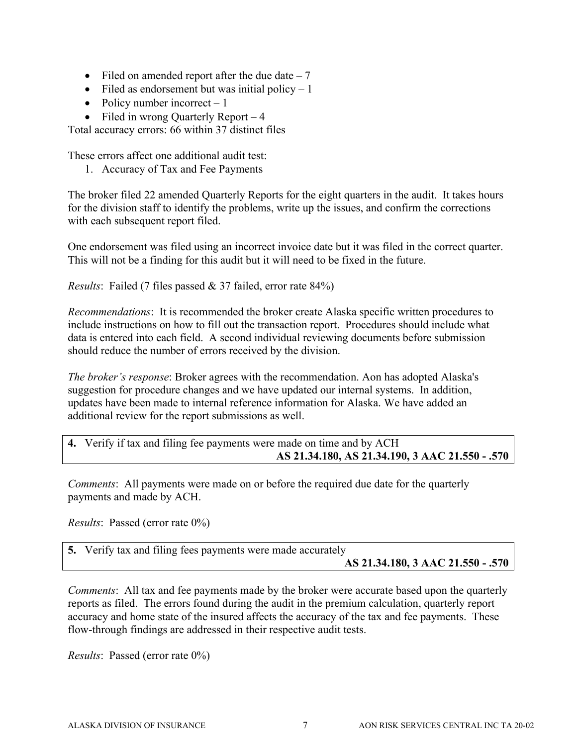- Filed on amended report after the due date – 7
- Filed as endorsement but was initial policy – 1
- Policy number incorrect – 1
- Filed in wrong Quarterly Report – 4

Total accuracy errors: 66 within 37 distinct files

These errors affect one additional audit test:

1. Accuracy of Tax and Fee Payments

The broker filed 22 amended Quarterly Reports for the eight quarters in the audit. It takes hours for the division staff to identify the problems, write up the issues, and confirm the corrections with each subsequent report filed.

One endorsement was filed using an incorrect invoice date but it was filed in the correct quarter. This will not be a finding for this audit but it will need to be fixed in the future.

*Results*: Failed (7 files passed & 37 failed, error rate 84%)

*Recommendations*: It is recommended the broker create Alaska specific written procedures to include instructions on how to fill out the transaction report. Procedures should include what data is entered into each field. A second individual reviewing documents before submission should reduce the number of errors received by the division.

*The broker's response*: Broker agrees with the recommendation. Aon has adopted Alaska's suggestion for procedure changes and we have updated our internal systems. In addition, updates have been made to internal reference information for Alaska. We have added an additional review for the report submissions as well.

**4.** Verify if tax and filing fee payments were made on time and by ACH
**AS 21.34.180, AS 21.34.190, 3 AAC 21.550 - .570**

*Comments*: All payments were made on or before the required due date for the quarterly payments and made by ACH.

*Results*: Passed (error rate 0%)

**5.** Verify tax and filing fees payments were made accurately
**AS 21.34.180, 3 AAC 21.550 - .570**

*Comments*: All tax and fee payments made by the broker were accurate based upon the quarterly reports as filed. The errors found during the audit in the premium calculation, quarterly report accuracy and home state of the insured affects the accuracy of the tax and fee payments. These flow-through findings are addressed in their respective audit tests.

*Results*: Passed (error rate 0%)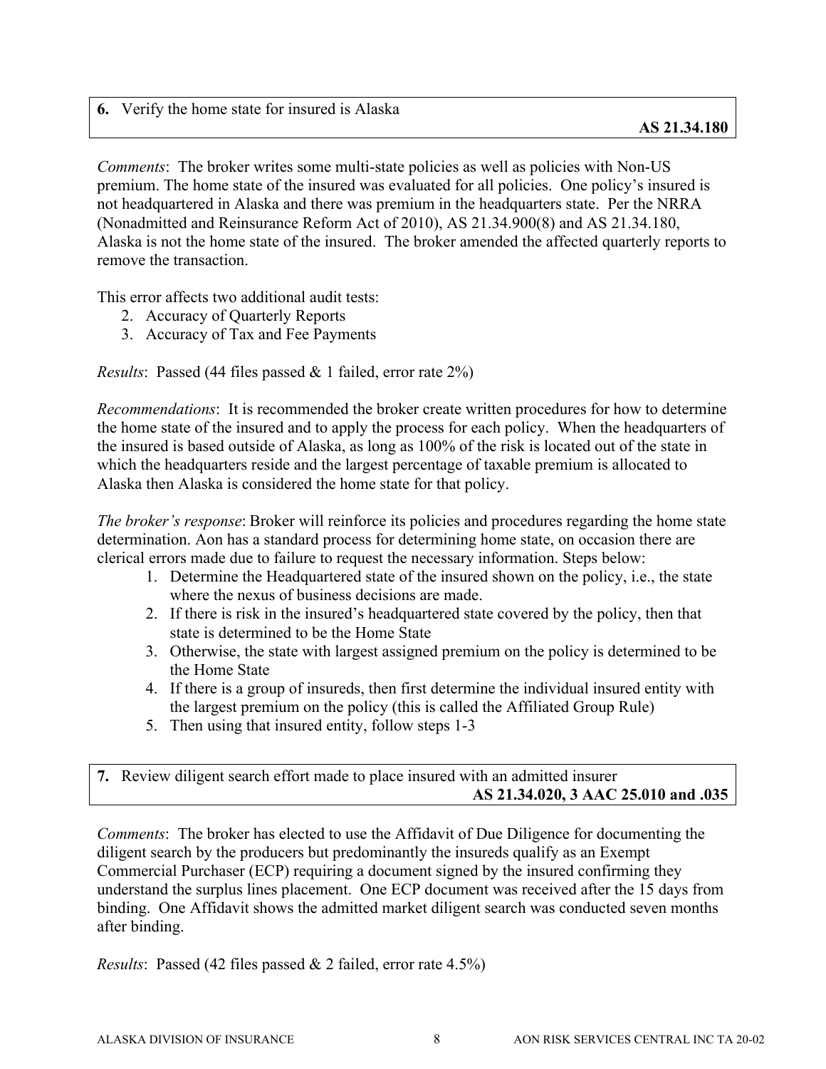**6.** Verify the home state for insured is Alaska

**AS 21.34.180**

*Comments*: The broker writes some multi-state policies as well as policies with Non-US premium. The home state of the insured was evaluated for all policies. One policy's insured is not headquartered in Alaska and there was premium in the headquarters state. Per the NRRA (Nonadmitted and Reinsurance Reform Act of 2010), AS 21.34.900(8) and AS 21.34.180, Alaska is not the home state of the insured. The broker amended the affected quarterly reports to remove the transaction.

This error affects two additional audit tests:

2. Accuracy of Quarterly Reports
3. Accuracy of Tax and Fee Payments

*Results*: Passed (44 files passed & 1 failed, error rate 2%)

*Recommendations*: It is recommended the broker create written procedures for how to determine the home state of the insured and to apply the process for each policy. When the headquarters of the insured is based outside of Alaska, as long as 100% of the risk is located out of the state in which the headquarters reside and the largest percentage of taxable premium is allocated to Alaska then Alaska is considered the home state for that policy.

*The broker's response*: Broker will reinforce its policies and procedures regarding the home state determination. Aon has a standard process for determining home state, on occasion there are clerical errors made due to failure to request the necessary information. Steps below:

1. Determine the Headquartered state of the insured shown on the policy, i.e., the state where the nexus of business decisions are made.
2. If there is risk in the insured's headquartered state covered by the policy, then that state is determined to be the Home State
3. Otherwise, the state with largest assigned premium on the policy is determined to be the Home State
4. If there is a group of insureds, then first determine the individual insured entity with the largest premium on the policy (this is called the Affiliated Group Rule)
5. Then using that insured entity, follow steps 1-3

**7.** Review diligent search effort made to place insured with an admitted insurer

**AS 21.34.020, 3 AAC 25.010 and .035**

*Comments*: The broker has elected to use the Affidavit of Due Diligence for documenting the diligent search by the producers but predominantly the insureds qualify as an Exempt Commercial Purchaser (ECP) requiring a document signed by the insured confirming they understand the surplus lines placement. One ECP document was received after the 15 days from binding. One Affidavit shows the admitted market diligent search was conducted seven months after binding.

*Results*: Passed (42 files passed & 2 failed, error rate 4.5%)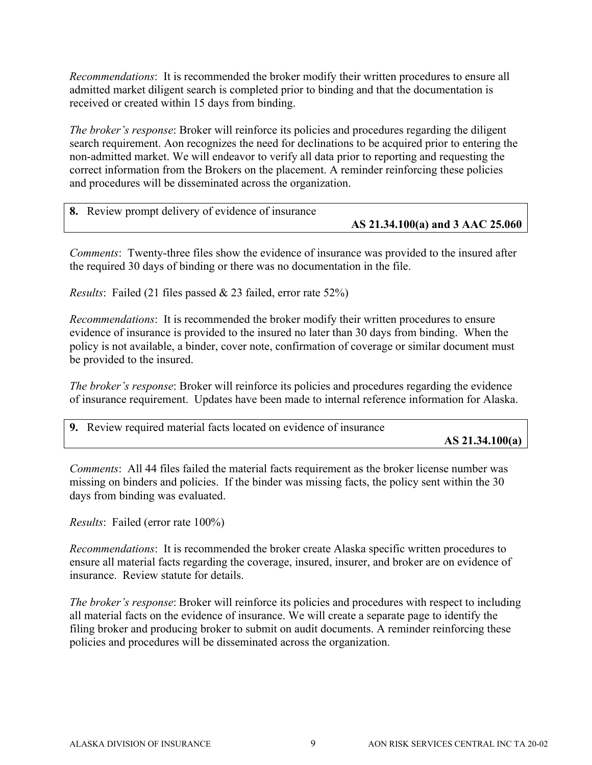*Recommendations*: It is recommended the broker modify their written procedures to ensure all admitted market diligent search is completed prior to binding and that the documentation is received or created within 15 days from binding.

*The broker's response*: Broker will reinforce its policies and procedures regarding the diligent search requirement. Aon recognizes the need for declinations to be acquired prior to entering the non-admitted market. We will endeavor to verify all data prior to reporting and requesting the correct information from the Brokers on the placement. A reminder reinforcing these policies and procedures will be disseminated across the organization.

| **8.** Review prompt delivery of evidence of insurance | **AS 21.34.100(a) and 3 AAC 25.060** |
|---|---|

*Comments*: Twenty-three files show the evidence of insurance was provided to the insured after the required 30 days of binding or there was no documentation in the file.

*Results*: Failed (21 files passed & 23 failed, error rate 52%)

*Recommendations*: It is recommended the broker modify their written procedures to ensure evidence of insurance is provided to the insured no later than 30 days from binding. When the policy is not available, a binder, cover note, confirmation of coverage or similar document must be provided to the insured.

*The broker's response*: Broker will reinforce its policies and procedures regarding the evidence of insurance requirement. Updates have been made to internal reference information for Alaska.

| **9.** Review required material facts located on evidence of insurance | **AS 21.34.100(a)** |
|---|---|

*Comments*: All 44 files failed the material facts requirement as the broker license number was missing on binders and policies. If the binder was missing facts, the policy sent within the 30 days from binding was evaluated.

*Results*: Failed (error rate 100%)

*Recommendations*: It is recommended the broker create Alaska specific written procedures to ensure all material facts regarding the coverage, insured, insurer, and broker are on evidence of insurance. Review statute for details.

*The broker's response*: Broker will reinforce its policies and procedures with respect to including all material facts on the evidence of insurance. We will create a separate page to identify the filing broker and producing broker to submit on audit documents. A reminder reinforcing these policies and procedures will be disseminated across the organization.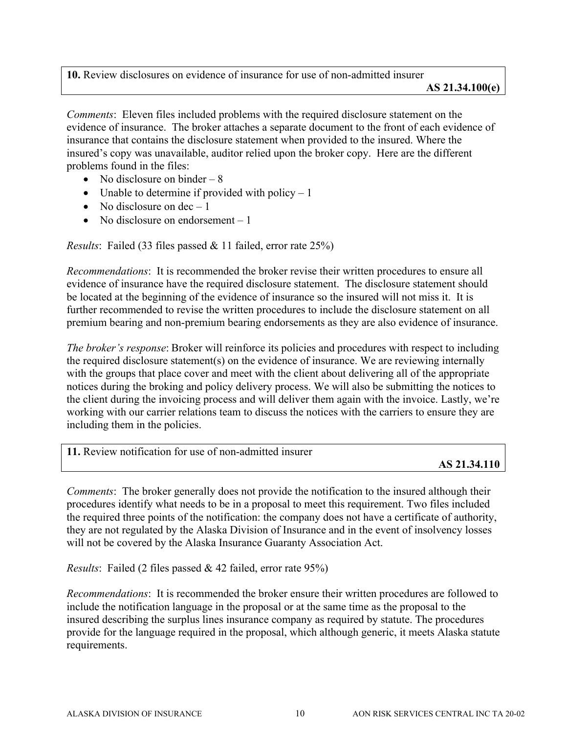**10.** Review disclosures on evidence of insurance for use of non-admitted insurer **AS 21.34.100(e)**

*Comments*: Eleven files included problems with the required disclosure statement on the evidence of insurance. The broker attaches a separate document to the front of each evidence of insurance that contains the disclosure statement when provided to the insured. Where the insured's copy was unavailable, auditor relied upon the broker copy. Here are the different problems found in the files:

- No disclosure on binder – 8
- Unable to determine if provided with policy – 1
- No disclosure on dec – 1
- No disclosure on endorsement – 1

*Results*: Failed (33 files passed & 11 failed, error rate 25%)

*Recommendations*: It is recommended the broker revise their written procedures to ensure all evidence of insurance have the required disclosure statement. The disclosure statement should be located at the beginning of the evidence of insurance so the insured will not miss it. It is further recommended to revise the written procedures to include the disclosure statement on all premium bearing and non-premium bearing endorsements as they are also evidence of insurance.

*The broker's response*: Broker will reinforce its policies and procedures with respect to including the required disclosure statement(s) on the evidence of insurance. We are reviewing internally with the groups that place cover and meet with the client about delivering all of the appropriate notices during the broking and policy delivery process. We will also be submitting the notices to the client during the invoicing process and will deliver them again with the invoice. Lastly, we're working with our carrier relations team to discuss the notices with the carriers to ensure they are including them in the policies.

**11.** Review notification for use of non-admitted insurer **AS 21.34.110**

*Comments*: The broker generally does not provide the notification to the insured although their procedures identify what needs to be in a proposal to meet this requirement. Two files included the required three points of the notification: the company does not have a certificate of authority, they are not regulated by the Alaska Division of Insurance and in the event of insolvency losses will not be covered by the Alaska Insurance Guaranty Association Act.

*Results*: Failed (2 files passed & 42 failed, error rate 95%)

*Recommendations*: It is recommended the broker ensure their written procedures are followed to include the notification language in the proposal or at the same time as the proposal to the insured describing the surplus lines insurance company as required by statute. The procedures provide for the language required in the proposal, which although generic, it meets Alaska statute requirements.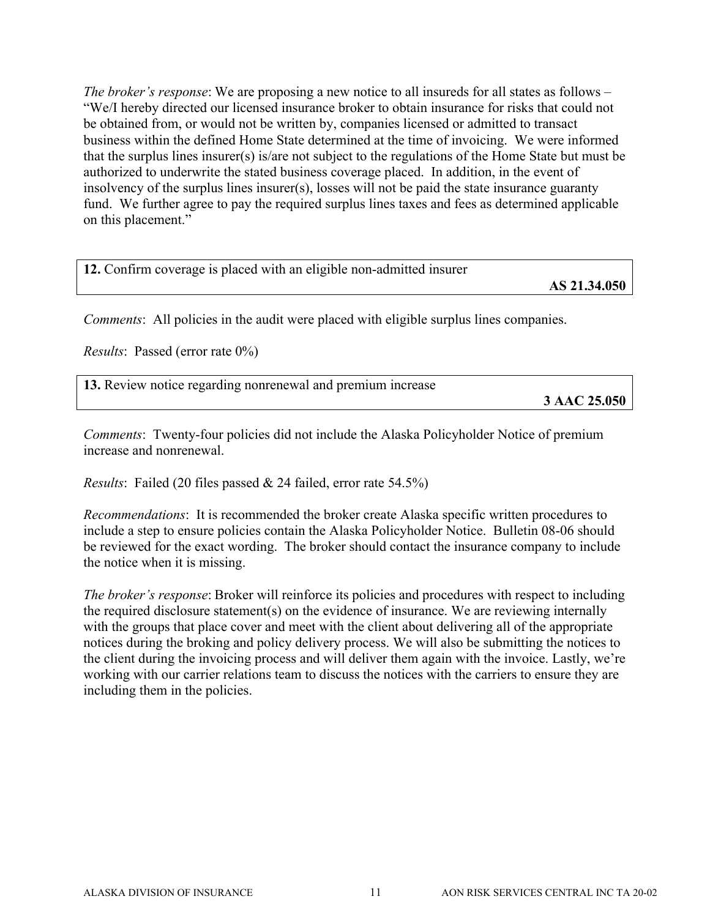*The broker's response*: We are proposing a new notice to all insureds for all states as follows – "We/I hereby directed our licensed insurance broker to obtain insurance for risks that could not be obtained from, or would not be written by, companies licensed or admitted to transact business within the defined Home State determined at the time of invoicing. We were informed that the surplus lines insurer(s) is/are not subject to the regulations of the Home State but must be authorized to underwrite the stated business coverage placed. In addition, in the event of insolvency of the surplus lines insurer(s), losses will not be paid the state insurance guaranty fund. We further agree to pay the required surplus lines taxes and fees as determined applicable on this placement."

| **12.** Confirm coverage is placed with an eligible non-admitted insurer | **AS 21.34.050** |
|---|---|

*Comments*: All policies in the audit were placed with eligible surplus lines companies.

*Results*: Passed (error rate 0%)

| **13.** Review notice regarding nonrenewal and premium increase | **3 AAC 25.050** |
|---|---|

*Comments*: Twenty-four policies did not include the Alaska Policyholder Notice of premium increase and nonrenewal.

*Results*: Failed (20 files passed & 24 failed, error rate 54.5%)

*Recommendations*: It is recommended the broker create Alaska specific written procedures to include a step to ensure policies contain the Alaska Policyholder Notice. Bulletin 08-06 should be reviewed for the exact wording. The broker should contact the insurance company to include the notice when it is missing.

*The broker's response*: Broker will reinforce its policies and procedures with respect to including the required disclosure statement(s) on the evidence of insurance. We are reviewing internally with the groups that place cover and meet with the client about delivering all of the appropriate notices during the broking and policy delivery process. We will also be submitting the notices to the client during the invoicing process and will deliver them again with the invoice. Lastly, we're working with our carrier relations team to discuss the notices with the carriers to ensure they are including them in the policies.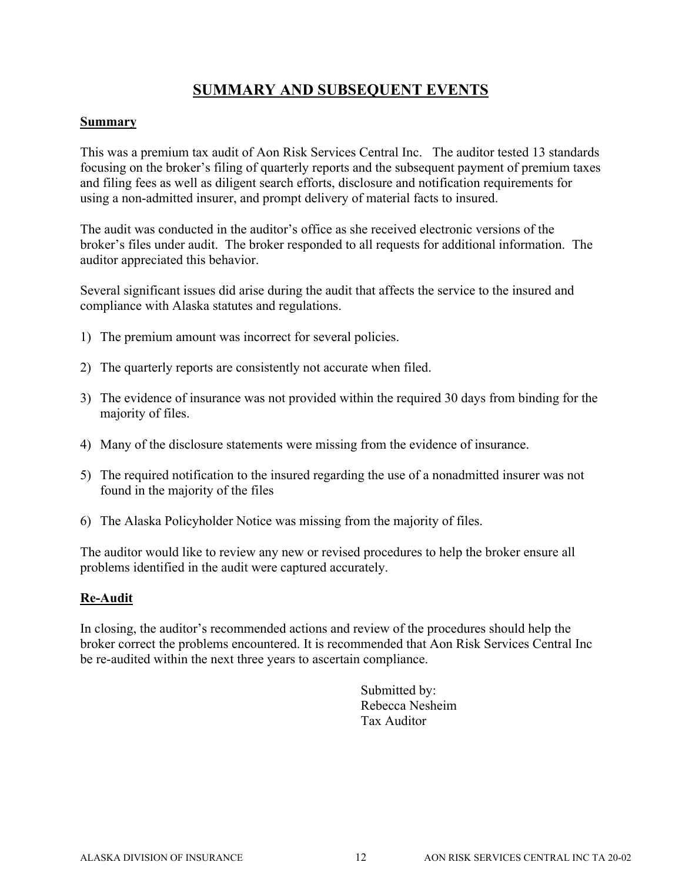# SUMMARY AND SUBSEQUENT EVENTS

## Summary

This was a premium tax audit of Aon Risk Services Central Inc. The auditor tested 13 standards focusing on the broker's filing of quarterly reports and the subsequent payment of premium taxes and filing fees as well as diligent search efforts, disclosure and notification requirements for using a non-admitted insurer, and prompt delivery of material facts to insured.

The audit was conducted in the auditor's office as she received electronic versions of the broker's files under audit. The broker responded to all requests for additional information. The auditor appreciated this behavior.

Several significant issues did arise during the audit that affects the service to the insured and compliance with Alaska statutes and regulations.

1) The premium amount was incorrect for several policies.
2) The quarterly reports are consistently not accurate when filed.
3) The evidence of insurance was not provided within the required 30 days from binding for the majority of files.
4) Many of the disclosure statements were missing from the evidence of insurance.
5) The required notification to the insured regarding the use of a nonadmitted insurer was not found in the majority of the files
6) The Alaska Policyholder Notice was missing from the majority of files.

The auditor would like to review any new or revised procedures to help the broker ensure all problems identified in the audit were captured accurately.

## Re-Audit

In closing, the auditor's recommended actions and review of the procedures should help the broker correct the problems encountered. It is recommended that Aon Risk Services Central Inc be re-audited within the next three years to ascertain compliance.

Submitted by:
Rebecca Nesheim
Tax Auditor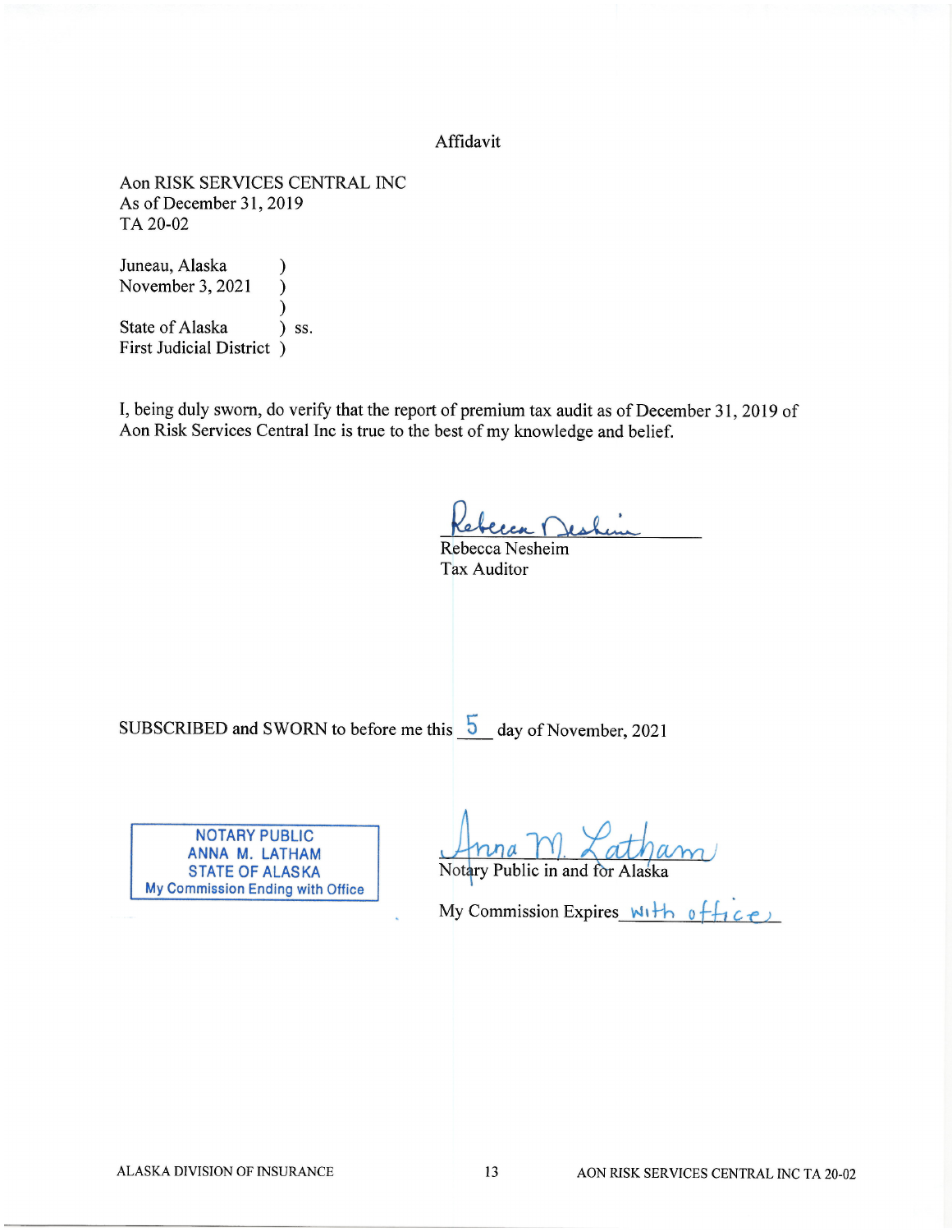# Affidavit

Aon RISK SERVICES CENTRAL INC
As of December 31, 2019
TA 20-02

Juneau, Alaska )
November 3, 2021 )
)
State of Alaska ) ss.
First Judicial District )

I, being duly sworn, do verify that the report of premium tax audit as of December 31, 2019 of Aon Risk Services Central Inc is true to the best of my knowledge and belief.

Rebecca Nesheim

Rebecca Nesheim
Tax Auditor

SUBSCRIBED and SWORN to before me this 5 day of November, 2021

NOTARY PUBLIC
ANNA M. LATHAM
STATE OF ALASKA
My Commission Ending with Office

Anna M. Latham

Notary Public in and for Alaska

My Commission Expires with office